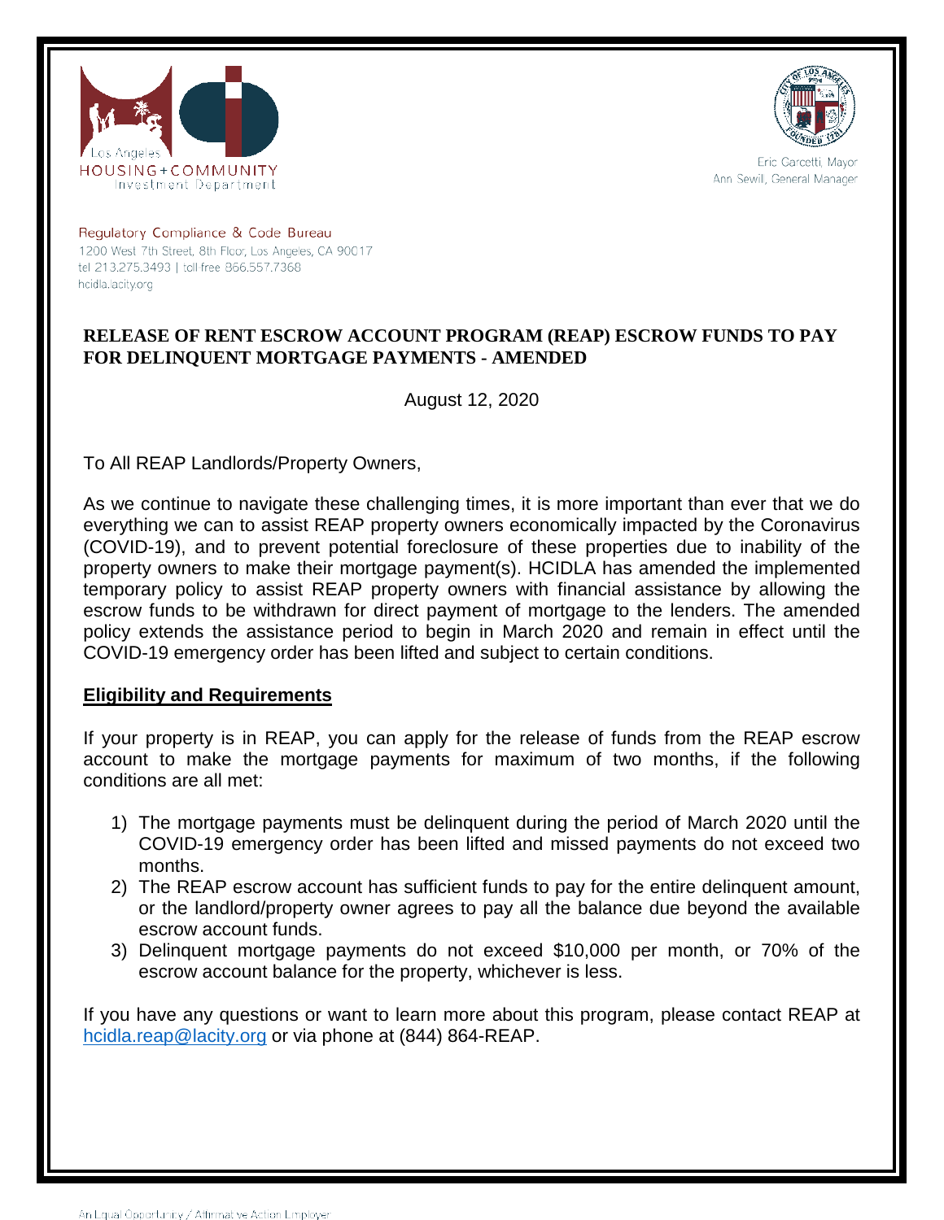Los Angeles
HOUSING+COMMUNITY
Investment Department

Eric Garcetti, Mayor
Ann Sewill, General Manager

Regulatory Compliance & Code Bureau
1200 West 7th Street, 8th Floor, Los Angeles, CA 90017
tel 213.275.3493 | toll free 866.557.7368
hcidla.lacity.org

**RELEASE OF RENT ESCROW ACCOUNT PROGRAM (REAP) ESCROW FUNDS TO PAY FOR DELINQUENT MORTGAGE PAYMENTS - AMENDED**

August 12, 2020

To All REAP Landlords/Property Owners,

As we continue to navigate these challenging times, it is more important than ever that we do everything we can to assist REAP property owners economically impacted by the Coronavirus (COVID-19), and to prevent potential foreclosure of these properties due to inability of the property owners to make their mortgage payment(s). HCIDLA has amended the implemented temporary policy to assist REAP property owners with financial assistance by allowing the escrow funds to be withdrawn for direct payment of mortgage to the lenders. The amended policy extends the assistance period to begin in March 2020 and remain in effect until the COVID-19 emergency order has been lifted and subject to certain conditions.

## Eligibility and Requirements

If your property is in REAP, you can apply for the release of funds from the REAP escrow account to make the mortgage payments for maximum of two months, if the following conditions are all met:

1) The mortgage payments must be delinquent during the period of March 2020 until the COVID-19 emergency order has been lifted and missed payments do not exceed two months.
2) The REAP escrow account has sufficient funds to pay for the entire delinquent amount, or the landlord/property owner agrees to pay all the balance due beyond the available escrow account funds.
3) Delinquent mortgage payments do not exceed $10,000 per month, or 70% of the escrow account balance for the property, whichever is less.

If you have any questions or want to learn more about this program, please contact REAP at hcidla.reap@lacity.org or via phone at (844) 864-REAP.

An Equal Opportunity / Affirmative Action Employer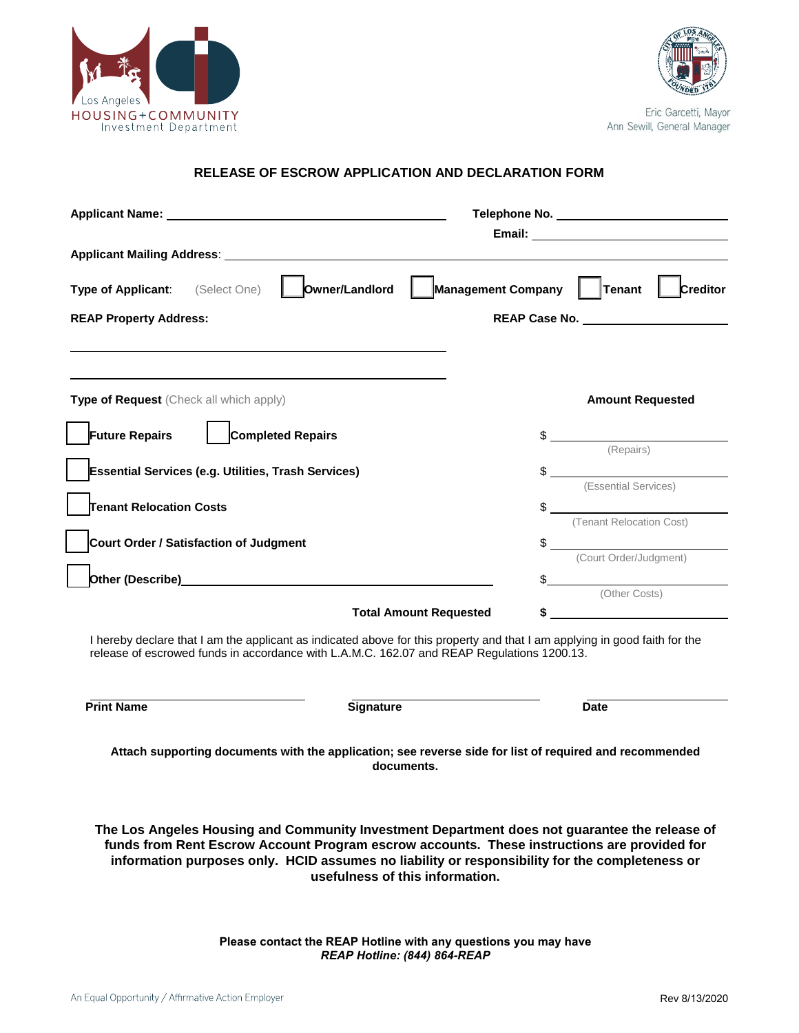Los Angeles HOUSING+COMMUNITY Investment Department

Eric Garcetti, Mayor
Ann Sewill, General Manager

# RELEASE OF ESCROW APPLICATION AND DECLARATION FORM

**Applicant Name:** ______________________________ **Telephone No.** ____________________

**Email:** ____________________

**Applicant Mailing Address**: ______________________________________________

**Type of Applicant**: (Select One) ☐ **Owner/Landlord** ☐ **Management Company** ☐ **Tenant** ☐ **Creditor**

**REAP Property Address:** ______________________________ **REAP Case No.** ____________________

______________________________

______________________________

**Type of Request** (Check all which apply) **Amount Requested**

☐ **Future Repairs** ☐ **Completed Repairs** $ ____________ (Repairs)

☐ **Essential Services (e.g. Utilities, Trash Services)** $ ____________ (Essential Services)

☐ **Tenant Relocation Costs** $ ____________ (Tenant Relocation Cost)

☐ **Court Order / Satisfaction of Judgment** $ ____________ (Court Order/Judgment)

☐ **Other (Describe)**______________________________ $ ____________ (Other Costs)

**Total Amount Requested** **$** ____________

I hereby declare that I am the applicant as indicated above for this property and that I am applying in good faith for the release of escrowed funds in accordance with L.A.M.C. 162.07 and REAP Regulations 1200.13.

____________________ ____________________ ____________________
**Print Name** **Signature** **Date**

**Attach supporting documents with the application; see reverse side for list of required and recommended documents.**

**The Los Angeles Housing and Community Investment Department does not guarantee the release of funds from Rent Escrow Account Program escrow accounts. These instructions are provided for information purposes only. HCID assumes no liability or responsibility for the completeness or usefulness of this information.**

**Please contact the REAP Hotline with any questions you may have**
***REAP Hotline: (844) 864-REAP***

An Equal Opportunity / Affirmative Action Employer

Rev 8/13/2020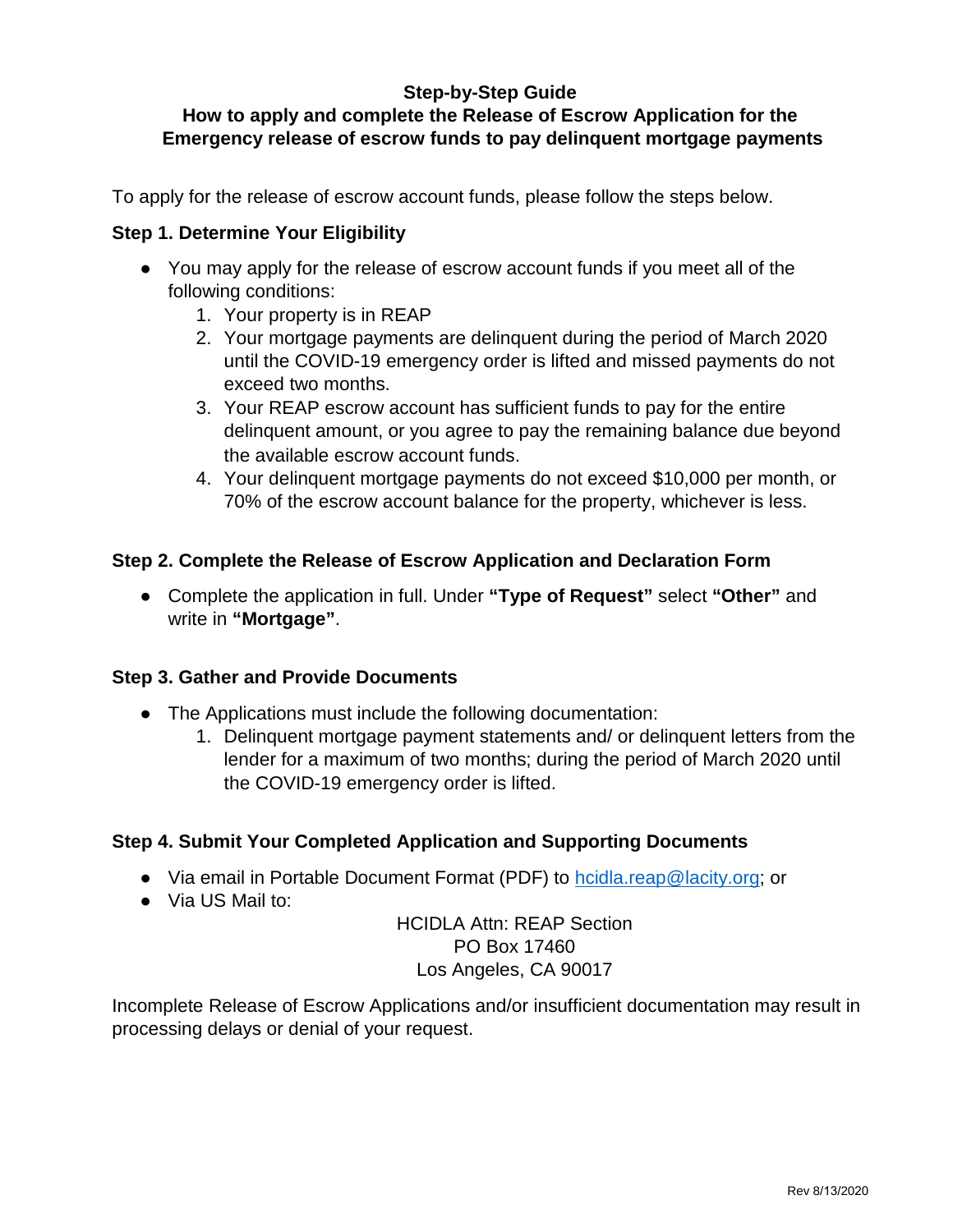# Step-by-Step Guide

## How to apply and complete the Release of Escrow Application for the Emergency release of escrow funds to pay delinquent mortgage payments

To apply for the release of escrow account funds, please follow the steps below.

### Step 1. Determine Your Eligibility

- You may apply for the release of escrow account funds if you meet all of the following conditions:
  1. Your property is in REAP
  2. Your mortgage payments are delinquent during the period of March 2020 until the COVID-19 emergency order is lifted and missed payments do not exceed two months.
  3. Your REAP escrow account has sufficient funds to pay for the entire delinquent amount, or you agree to pay the remaining balance due beyond the available escrow account funds.
  4. Your delinquent mortgage payments do not exceed $10,000 per month, or 70% of the escrow account balance for the property, whichever is less.

### Step 2. Complete the Release of Escrow Application and Declaration Form

- Complete the application in full. Under **"Type of Request"** select **"Other"** and write in **"Mortgage"**.

### Step 3. Gather and Provide Documents

- The Applications must include the following documentation:
  1. Delinquent mortgage payment statements and/ or delinquent letters from the lender for a maximum of two months; during the period of March 2020 until the COVID-19 emergency order is lifted.

### Step 4. Submit Your Completed Application and Supporting Documents

- Via email in Portable Document Format (PDF) to hcidla.reap@lacity.org; or
- Via US Mail to:

HCIDLA Attn: REAP Section
PO Box 17460
Los Angeles, CA 90017

Incomplete Release of Escrow Applications and/or insufficient documentation may result in processing delays or denial of your request.

Rev 8/13/2020